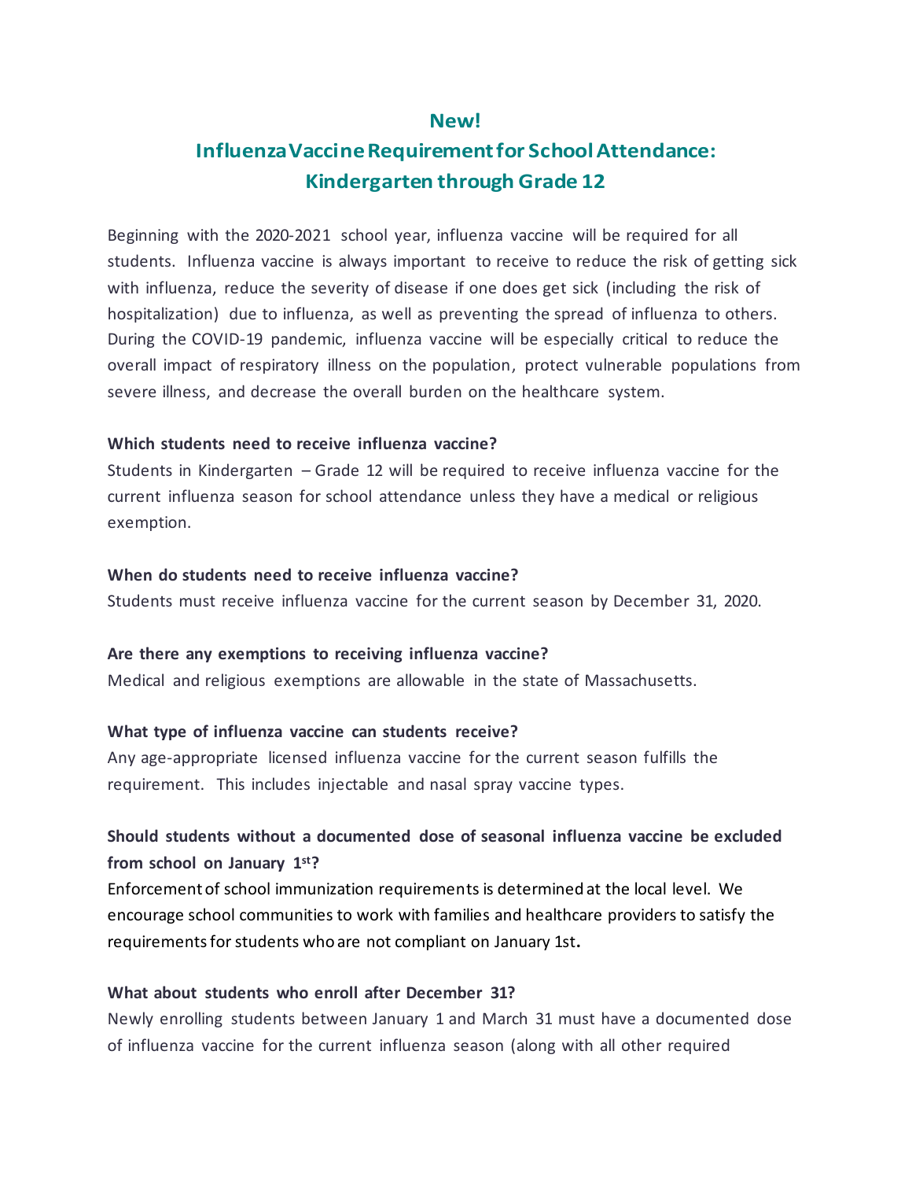## New!

## Influenza Vaccine Requirement for School Attendance: Kindergarten through Grade 12

Beginning with the 2020-2021 school year, influenza vaccine will be required for all students. Influenza vaccine is always important to receive to reduce the risk of getting sick with influenza, reduce the severity of disease if one does get sick (including the risk of hospitalization) due to influenza, as well as preventing the spread of influenza to others. During the COVID-19 pandemic, influenza vaccine will be especially critical to reduce the overall impact of respiratory illness on the population, protect vulnerable populations from severe illness, and decrease the overall burden on the healthcare system.

**Which students need to receive influenza vaccine?**

Students in Kindergarten – Grade 12 will be required to receive influenza vaccine for the current influenza season for school attendance unless they have a medical or religious exemption.

**When do students need to receive influenza vaccine?**

Students must receive influenza vaccine for the current season by December 31, 2020.

**Are there any exemptions to receiving influenza vaccine?**

Medical and religious exemptions are allowable in the state of Massachusetts.

**What type of influenza vaccine can students receive?**

Any age-appropriate licensed influenza vaccine for the current season fulfills the requirement. This includes injectable and nasal spray vaccine types.

**Should students without a documented dose of seasonal influenza vaccine be excluded from school on January 1st?**

Enforcement of school immunization requirements is determined at the local level. We encourage school communities to work with families and healthcare providers to satisfy the requirements for students who are not compliant on January 1st**.**

**What about students who enroll after December 31?**

Newly enrolling students between January 1 and March 31 must have a documented dose of influenza vaccine for the current influenza season (along with all other required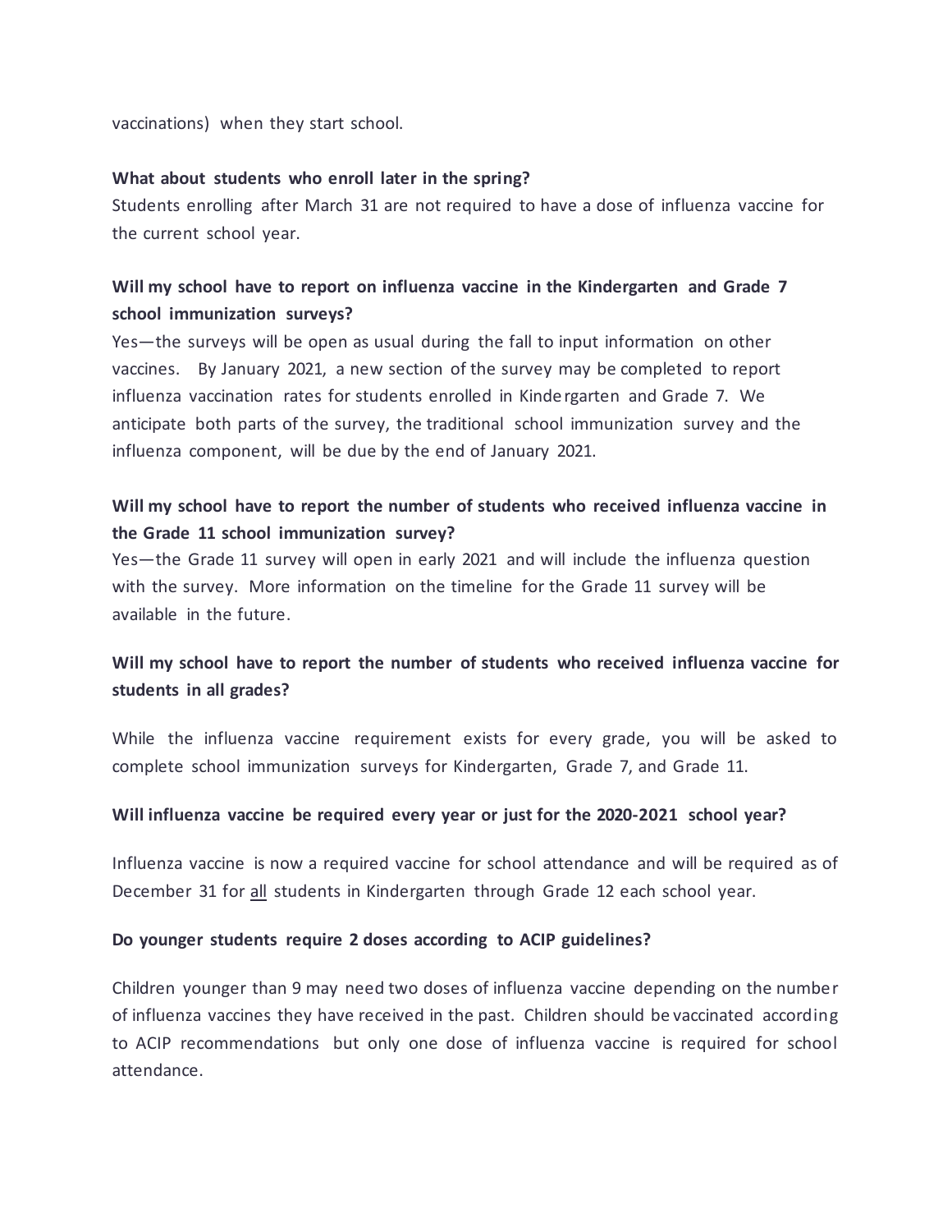vaccinations) when they start school.

**What about students who enroll later in the spring?**

Students enrolling after March 31 are not required to have a dose of influenza vaccine for the current school year.

**Will my school have to report on influenza vaccine in the Kindergarten and Grade 7 school immunization surveys?**

Yes—the surveys will be open as usual during the fall to input information on other vaccines. By January 2021, a new section of the survey may be completed to report influenza vaccination rates for students enrolled in Kindergarten and Grade 7. We anticipate both parts of the survey, the traditional school immunization survey and the influenza component, will be due by the end of January 2021.

**Will my school have to report the number of students who received influenza vaccine in the Grade 11 school immunization survey?**

Yes—the Grade 11 survey will open in early 2021 and will include the influenza question with the survey. More information on the timeline for the Grade 11 survey will be available in the future.

**Will my school have to report the number of students who received influenza vaccine for students in all grades?**

While the influenza vaccine requirement exists for every grade, you will be asked to complete school immunization surveys for Kindergarten, Grade 7, and Grade 11.

**Will influenza vaccine be required every year or just for the 2020-2021 school year?**

Influenza vaccine is now a required vaccine for school attendance and will be required as of December 31 for all students in Kindergarten through Grade 12 each school year.

**Do younger students require 2 doses according to ACIP guidelines?**

Children younger than 9 may need two doses of influenza vaccine depending on the number of influenza vaccines they have received in the past. Children should be vaccinated according to ACIP recommendations but only one dose of influenza vaccine is required for school attendance.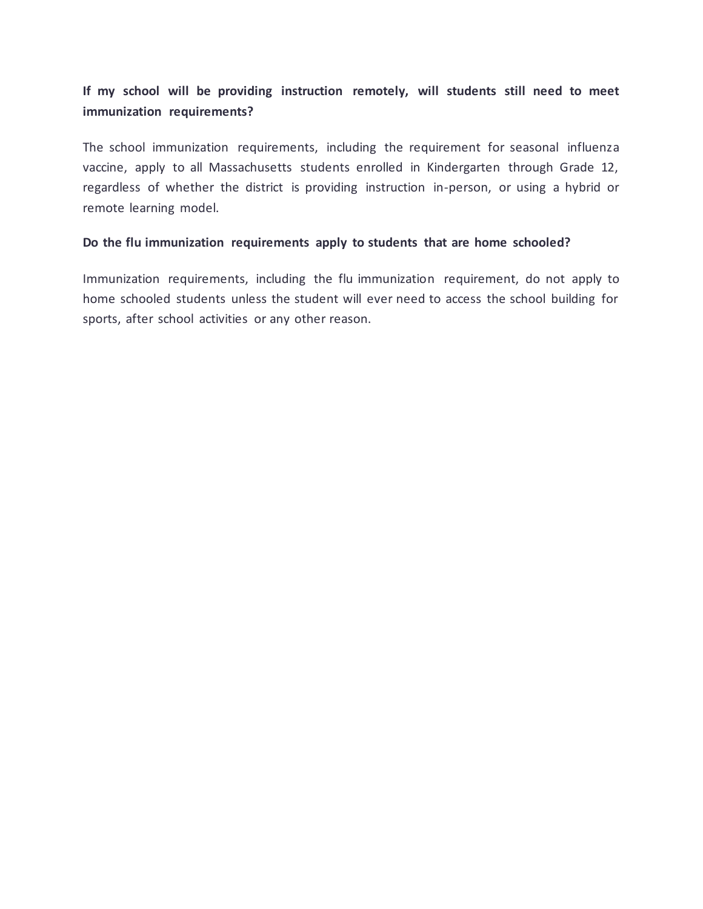**If my school will be providing instruction remotely, will students still need to meet immunization requirements?**

The school immunization requirements, including the requirement for seasonal influenza vaccine, apply to all Massachusetts students enrolled in Kindergarten through Grade 12, regardless of whether the district is providing instruction in-person, or using a hybrid or remote learning model.

**Do the flu immunization requirements apply to students that are home schooled?**

Immunization requirements, including the flu immunization requirement, do not apply to home schooled students unless the student will ever need to access the school building for sports, after school activities or any other reason.